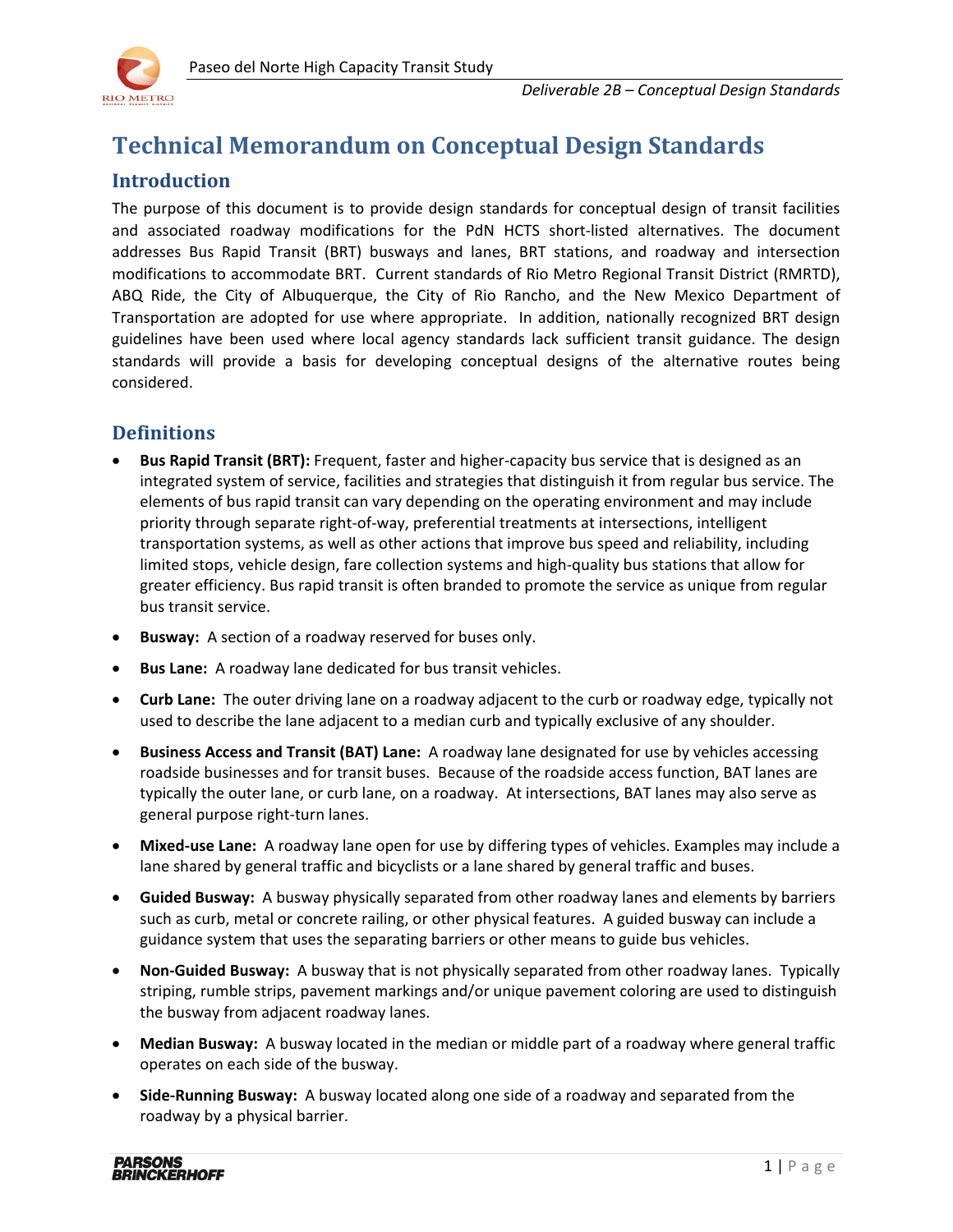# Technical Memorandum on Conceptual Design Standards

## Introduction

The purpose of this document is to provide design standards for conceptual design of transit facilities and associated roadway modifications for the PdN HCTS short-listed alternatives. The document addresses Bus Rapid Transit (BRT) busways and lanes, BRT stations, and roadway and intersection modifications to accommodate BRT. Current standards of Rio Metro Regional Transit District (RMRTD), ABQ Ride, the City of Albuquerque, the City of Rio Rancho, and the New Mexico Department of Transportation are adopted for use where appropriate. In addition, nationally recognized BRT design guidelines have been used where local agency standards lack sufficient transit guidance. The design standards will provide a basis for developing conceptual designs of the alternative routes being considered.

## Definitions

- **Bus Rapid Transit (BRT):** Frequent, faster and higher-capacity bus service that is designed as an integrated system of service, facilities and strategies that distinguish it from regular bus service. The elements of bus rapid transit can vary depending on the operating environment and may include priority through separate right-of-way, preferential treatments at intersections, intelligent transportation systems, as well as other actions that improve bus speed and reliability, including limited stops, vehicle design, fare collection systems and high-quality bus stations that allow for greater efficiency. Bus rapid transit is often branded to promote the service as unique from regular bus transit service.
- **Busway:** A section of a roadway reserved for buses only.
- **Bus Lane:** A roadway lane dedicated for bus transit vehicles.
- **Curb Lane:** The outer driving lane on a roadway adjacent to the curb or roadway edge, typically not used to describe the lane adjacent to a median curb and typically exclusive of any shoulder.
- **Business Access and Transit (BAT) Lane:** A roadway lane designated for use by vehicles accessing roadside businesses and for transit buses. Because of the roadside access function, BAT lanes are typically the outer lane, or curb lane, on a roadway. At intersections, BAT lanes may also serve as general purpose right-turn lanes.
- **Mixed-use Lane:** A roadway lane open for use by differing types of vehicles. Examples may include a lane shared by general traffic and bicyclists or a lane shared by general traffic and buses.
- **Guided Busway:** A busway physically separated from other roadway lanes and elements by barriers such as curb, metal or concrete railing, or other physical features. A guided busway can include a guidance system that uses the separating barriers or other means to guide bus vehicles.
- **Non-Guided Busway:** A busway that is not physically separated from other roadway lanes. Typically striping, rumble strips, pavement markings and/or unique pavement coloring are used to distinguish the busway from adjacent roadway lanes.
- **Median Busway:** A busway located in the median or middle part of a roadway where general traffic operates on each side of the busway.
- **Side-Running Busway:** A busway located along one side of a roadway and separated from the roadway by a physical barrier.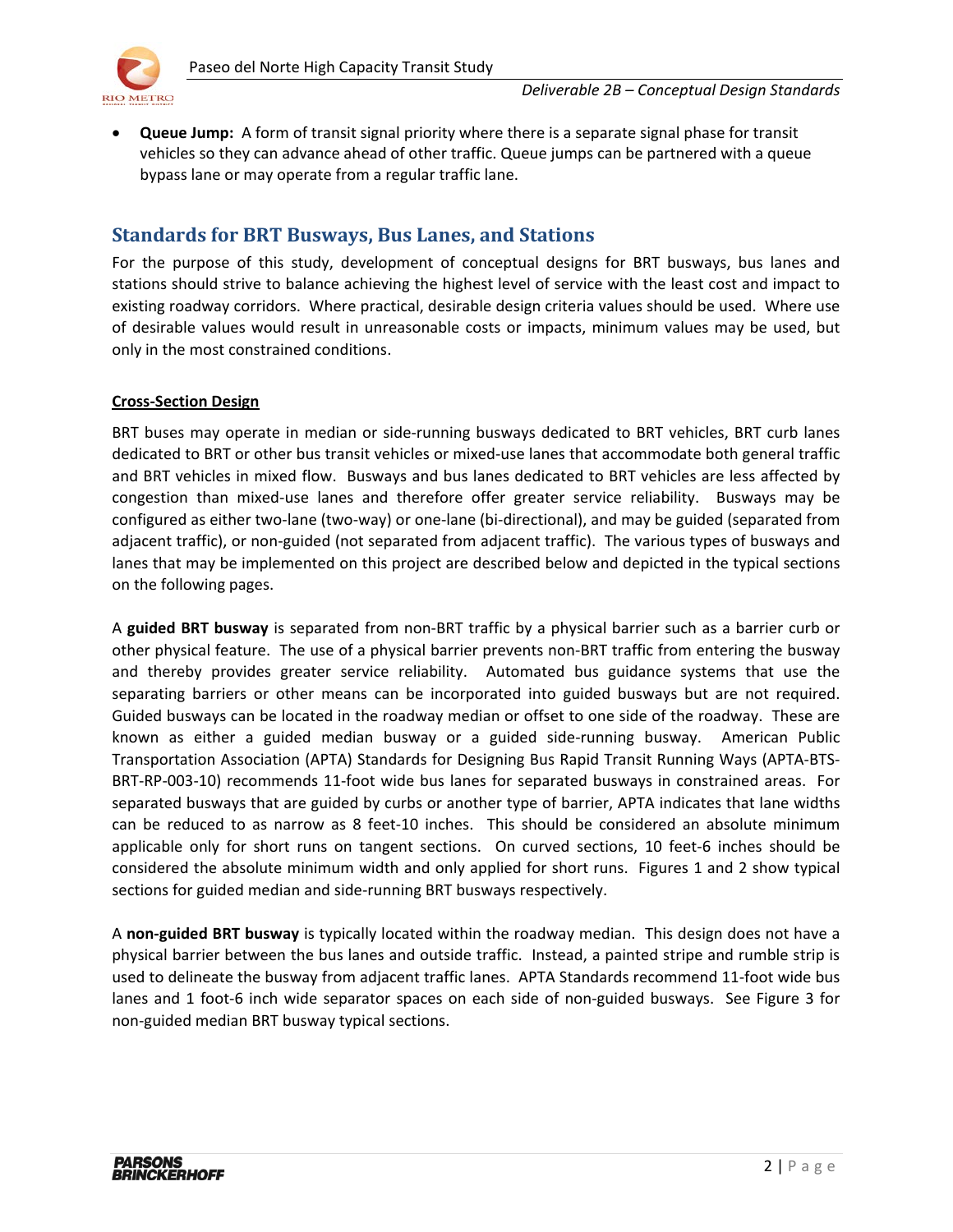- **Queue Jump:** A form of transit signal priority where there is a separate signal phase for transit vehicles so they can advance ahead of other traffic. Queue jumps can be partnered with a queue bypass lane or may operate from a regular traffic lane.

## Standards for BRT Busways, Bus Lanes, and Stations

For the purpose of this study, development of conceptual designs for BRT busways, bus lanes and stations should strive to balance achieving the highest level of service with the least cost and impact to existing roadway corridors. Where practical, desirable design criteria values should be used. Where use of desirable values would result in unreasonable costs or impacts, minimum values may be used, but only in the most constrained conditions.

### Cross-Section Design

BRT buses may operate in median or side-running busways dedicated to BRT vehicles, BRT curb lanes dedicated to BRT or other bus transit vehicles or mixed-use lanes that accommodate both general traffic and BRT vehicles in mixed flow. Busways and bus lanes dedicated to BRT vehicles are less affected by congestion than mixed-use lanes and therefore offer greater service reliability. Busways may be configured as either two-lane (two-way) or one-lane (bi-directional), and may be guided (separated from adjacent traffic), or non-guided (not separated from adjacent traffic). The various types of busways and lanes that may be implemented on this project are described below and depicted in the typical sections on the following pages.

A **guided BRT busway** is separated from non-BRT traffic by a physical barrier such as a barrier curb or other physical feature. The use of a physical barrier prevents non-BRT traffic from entering the busway and thereby provides greater service reliability. Automated bus guidance systems that use the separating barriers or other means can be incorporated into guided busways but are not required. Guided busways can be located in the roadway median or offset to one side of the roadway. These are known as either a guided median busway or a guided side-running busway. American Public Transportation Association (APTA) Standards for Designing Bus Rapid Transit Running Ways (APTA-BTS-BRT-RP-003-10) recommends 11-foot wide bus lanes for separated busways in constrained areas. For separated busways that are guided by curbs or another type of barrier, APTA indicates that lane widths can be reduced to as narrow as 8 feet-10 inches. This should be considered an absolute minimum applicable only for short runs on tangent sections. On curved sections, 10 feet-6 inches should be considered the absolute minimum width and only applied for short runs. Figures 1 and 2 show typical sections for guided median and side-running BRT busways respectively.

A **non-guided BRT busway** is typically located within the roadway median. This design does not have a physical barrier between the bus lanes and outside traffic. Instead, a painted stripe and rumble strip is used to delineate the busway from adjacent traffic lanes. APTA Standards recommend 11-foot wide bus lanes and 1 foot-6 inch wide separator spaces on each side of non-guided busways. See Figure 3 for non-guided median BRT busway typical sections.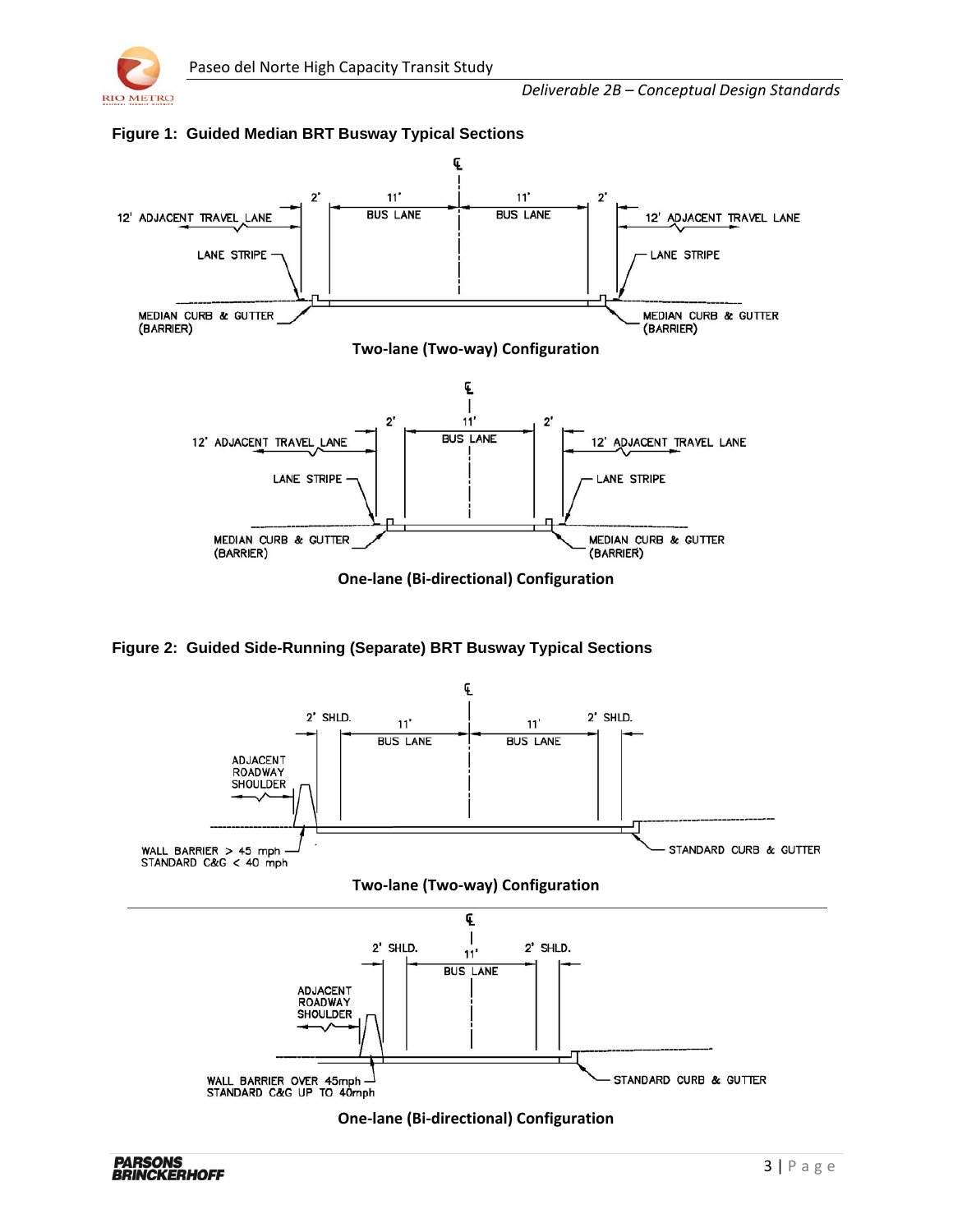**Figure 1: Guided Median BRT Busway Typical Sections**

12' ADJACENT TRAVEL LANE | 2' | 11' BUS LANE | 11' BUS LANE | 2' | 12' ADJACENT TRAVEL LANE

LANE STRIPE | LANE STRIPE

MEDIAN CURB & GUTTER (BARRIER) | MEDIAN CURB & GUTTER (BARRIER)

**Two-lane (Two-way) Configuration**

12' ADJACENT TRAVEL LANE | 2' | 11' BUS LANE | 2' | 12' ADJACENT TRAVEL LANE

LANE STRIPE | LANE STRIPE

MEDIAN CURB & GUTTER (BARRIER) | MEDIAN CURB & GUTTER (BARRIER)

**One-lane (Bi-directional) Configuration**

**Figure 2: Guided Side-Running (Separate) BRT Busway Typical Sections**

ADJACENT ROADWAY SHOULDER | 2' SHLD. | 11' BUS LANE | 11' BUS LANE | 2' SHLD.

WALL BARRIER > 45 mph
STANDARD C&G < 40 mph

STANDARD CURB & GUTTER

**Two-lane (Two-way) Configuration**

ADJACENT ROADWAY SHOULDER | 2' SHLD. | 11' BUS LANE | 2' SHLD.

WALL BARRIER OVER 45mph
STANDARD C&G UP TO 40mph

STANDARD CURB & GUTTER

**One-lane (Bi-directional) Configuration**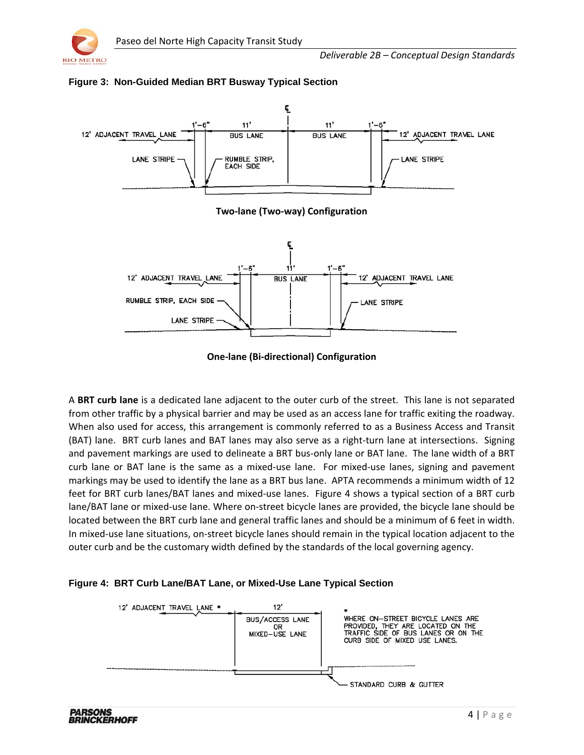**Figure 3: Non-Guided Median BRT Busway Typical Section**

12' ADJACENT TRAVEL LANE | 1'-6" | 11' BUS LANE | ℄ | 11' BUS LANE | 1'-6" | 12' ADJACENT TRAVEL LANE

LANE STRIPE — RUMBLE STRIP, EACH SIDE — LANE STRIPE

**Two-lane (Two-way) Configuration**

12' ADJACENT TRAVEL LANE | 1'-6" | ℄ 11' BUS LANE | 1'-6" | 12' ADJACENT TRAVEL LANE

RUMBLE STRIP, EACH SIDE — LANE STRIPE — LANE STRIPE

**One-lane (Bi-directional) Configuration**

A **BRT curb lane** is a dedicated lane adjacent to the outer curb of the street. This lane is not separated from other traffic by a physical barrier and may be used as an access lane for traffic exiting the roadway. When also used for access, this arrangement is commonly referred to as a Business Access and Transit (BAT) lane. BRT curb lanes and BAT lanes may also serve as a right-turn lane at intersections. Signing and pavement markings are used to delineate a BRT bus-only lane or BAT lane. The lane width of a BRT curb lane or BAT lane is the same as a mixed-use lane. For mixed-use lanes, signing and pavement markings may be used to identify the lane as a BRT bus lane. APTA recommends a minimum width of 12 feet for BRT curb lanes/BAT lanes and mixed-use lanes. Figure 4 shows a typical section of a BRT curb lane/BAT lane or mixed-use lane. Where on-street bicycle lanes are provided, the bicycle lane should be located between the BRT curb lane and general traffic lanes and should be a minimum of 6 feet in width. In mixed-use lane situations, on-street bicycle lanes should remain in the typical location adjacent to the outer curb and be the customary width defined by the standards of the local governing agency.

**Figure 4: BRT Curb Lane/BAT Lane, or Mixed-Use Lane Typical Section**

12' ADJACENT TRAVEL LANE * | 12' BUS/ACCESS LANE OR MIXED-USE LANE

\* WHERE ON-STREET BICYCLE LANES ARE PROVIDED, THEY ARE LOCATED ON THE TRAFFIC SIDE OF BUS LANES OR ON THE CURB SIDE OF MIXED USE LANES.

STANDARD CURB & GUTTER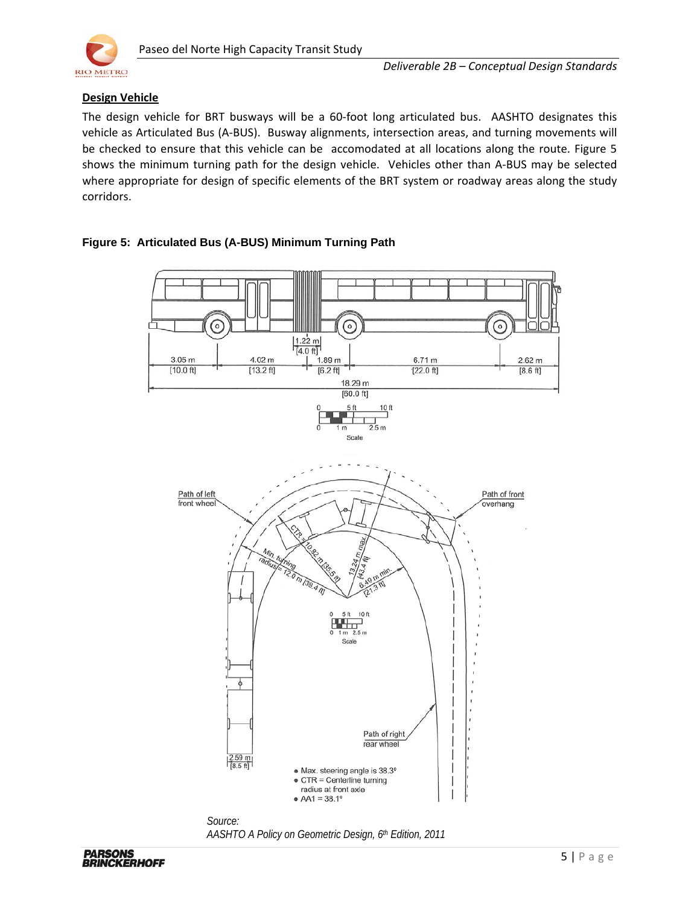## Design Vehicle

The design vehicle for BRT busways will be a 60-foot long articulated bus. AASHTO designates this vehicle as Articulated Bus (A-BUS). Busway alignments, intersection areas, and turning movements will be checked to ensure that this vehicle can be accomodated at all locations along the route. Figure 5 shows the minimum turning path for the design vehicle. Vehicles other than A-BUS may be selected where appropriate for design of specific elements of the BRT system or roadway areas along the study corridors.

**Figure 5: Articulated Bus (A-BUS) Minimum Turning Path**

- Max. steering angle is 38.3°
- CTR = Centerline turning radius at front axle
- AA1 = 38.1°

*Source:*
*AASHTO A Policy on Geometric Design, 6th Edition, 2011*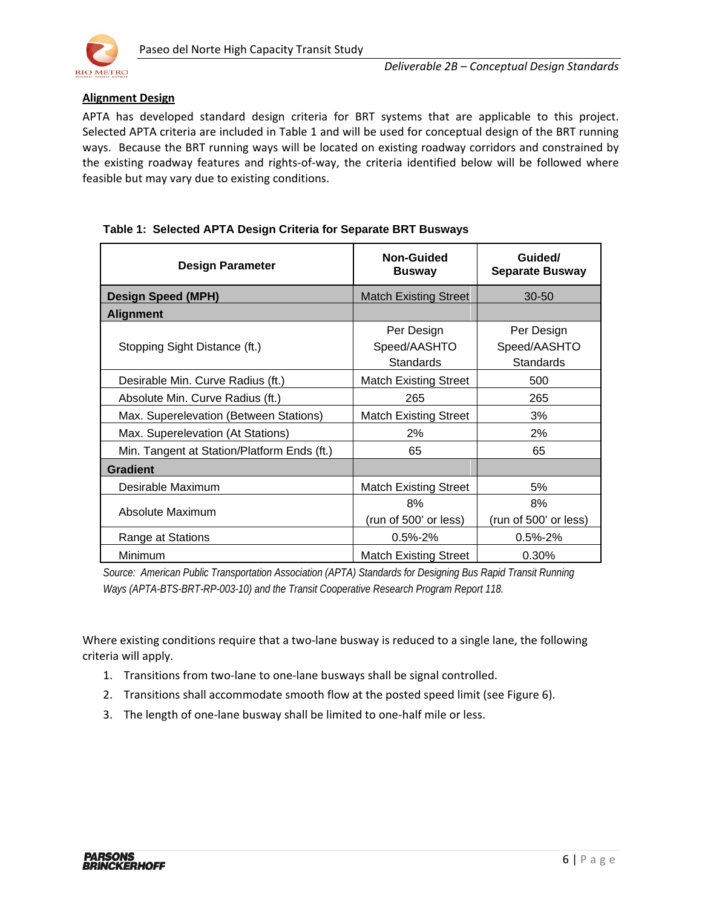## Alignment Design

APTA has developed standard design criteria for BRT systems that are applicable to this project. Selected APTA criteria are included in Table 1 and will be used for conceptual design of the BRT running ways. Because the BRT running ways will be located on existing roadway corridors and constrained by the existing roadway features and rights-of-way, the criteria identified below will be followed where feasible but may vary due to existing conditions.

**Table 1: Selected APTA Design Criteria for Separate BRT Busways**

| Design Parameter | Non-Guided Busway | Guided/ Separate Busway |
|---|---|---|
| **Design Speed (MPH)** | Match Existing Street | 30-50 |
| **Alignment** | | |
| Stopping Sight Distance (ft.) | Per Design Speed/AASHTO Standards | Per Design Speed/AASHTO Standards |
| Desirable Min. Curve Radius (ft.) | Match Existing Street | 500 |
| Absolute Min. Curve Radius (ft.) | 265 | 265 |
| Max. Superelevation (Between Stations) | Match Existing Street | 3% |
| Max. Superelevation (At Stations) | 2% | 2% |
| Min. Tangent at Station/Platform Ends (ft.) | 65 | 65 |
| **Gradient** | | |
| Desirable Maximum | Match Existing Street | 5% |
| Absolute Maximum | 8% (run of 500' or less) | 8% (run of 500' or less) |
| Range at Stations | 0.5%-2% | 0.5%-2% |
| Minimum | Match Existing Street | 0.30% |

*Source: American Public Transportation Association (APTA) Standards for Designing Bus Rapid Transit Running Ways (APTA-BTS-BRT-RP-003-10) and the Transit Cooperative Research Program Report 118.*

Where existing conditions require that a two-lane busway is reduced to a single lane, the following criteria will apply.

1. Transitions from two-lane to one-lane busways shall be signal controlled.
2. Transitions shall accommodate smooth flow at the posted speed limit (see Figure 6).
3. The length of one-lane busway shall be limited to one-half mile or less.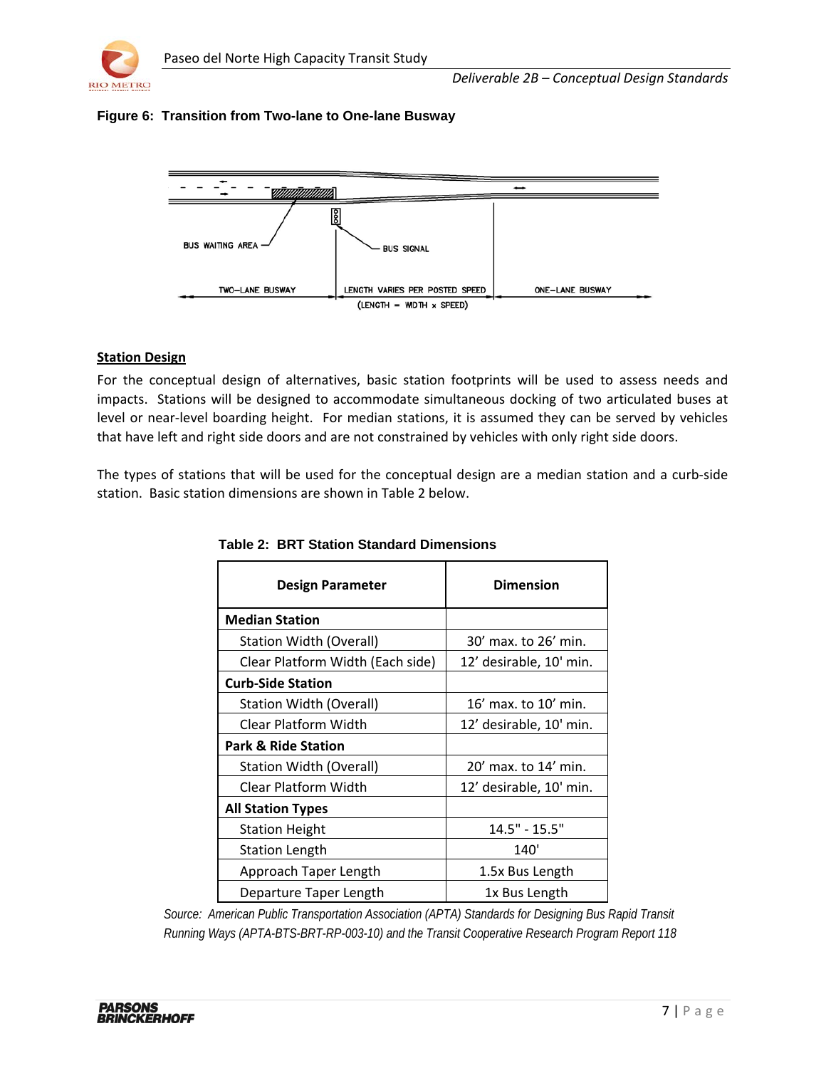**Figure 6: Transition from Two-lane to One-lane Busway**

### Station Design

For the conceptual design of alternatives, basic station footprints will be used to assess needs and impacts. Stations will be designed to accommodate simultaneous docking of two articulated buses at level or near-level boarding height. For median stations, it is assumed they can be served by vehicles that have left and right side doors and are not constrained by vehicles with only right side doors.

The types of stations that will be used for the conceptual design are a median station and a curb-side station. Basic station dimensions are shown in Table 2 below.

**Table 2: BRT Station Standard Dimensions**

| Design Parameter | Dimension |
|---|---|
| **Median Station** | |
| Station Width (Overall) | 30' max. to 26' min. |
| Clear Platform Width (Each side) | 12' desirable, 10' min. |
| **Curb-Side Station** | |
| Station Width (Overall) | 16' max. to 10' min. |
| Clear Platform Width | 12' desirable, 10' min. |
| **Park & Ride Station** | |
| Station Width (Overall) | 20' max. to 14' min. |
| Clear Platform Width | 12' desirable, 10' min. |
| **All Station Types** | |
| Station Height | 14.5" - 15.5" |
| Station Length | 140' |
| Approach Taper Length | 1.5x Bus Length |
| Departure Taper Length | 1x Bus Length |

*Source: American Public Transportation Association (APTA) Standards for Designing Bus Rapid Transit Running Ways (APTA-BTS-BRT-RP-003-10) and the Transit Cooperative Research Program Report 118*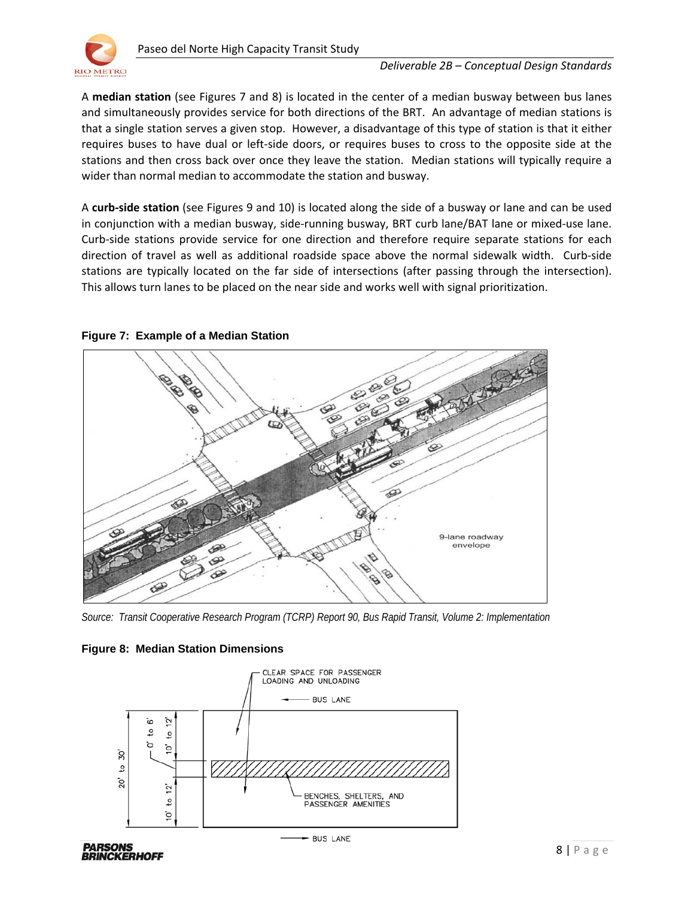A **median station** (see Figures 7 and 8) is located in the center of a median busway between bus lanes and simultaneously provides service for both directions of the BRT. An advantage of median stations is that a single station serves a given stop. However, a disadvantage of this type of station is that it either requires buses to have dual or left-side doors, or requires buses to cross to the opposite side at the stations and then cross back over once they leave the station. Median stations will typically require a wider than normal median to accommodate the station and busway.

A **curb-side station** (see Figures 9 and 10) is located along the side of a busway or lane and can be used in conjunction with a median busway, side-running busway, BRT curb lane/BAT lane or mixed-use lane. Curb-side stations provide service for one direction and therefore require separate stations for each direction of travel as well as additional roadside space above the normal sidewalk width. Curb-side stations are typically located on the far side of intersections (after passing through the intersection). This allows turn lanes to be placed on the near side and works well with signal prioritization.

**Figure 7: Example of a Median Station**

*Source: Transit Cooperative Research Program (TCRP) Report 90, Bus Rapid Transit, Volume 2: Implementation*

**Figure 8: Median Station Dimensions**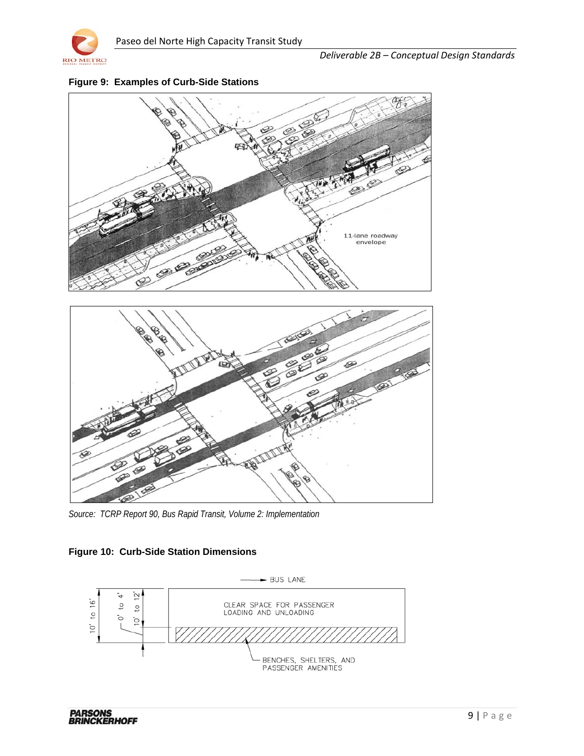**Figure 9: Examples of Curb-Side Stations**

*Source: TCRP Report 90, Bus Rapid Transit, Volume 2: Implementation*

**Figure 10: Curb-Side Station Dimensions**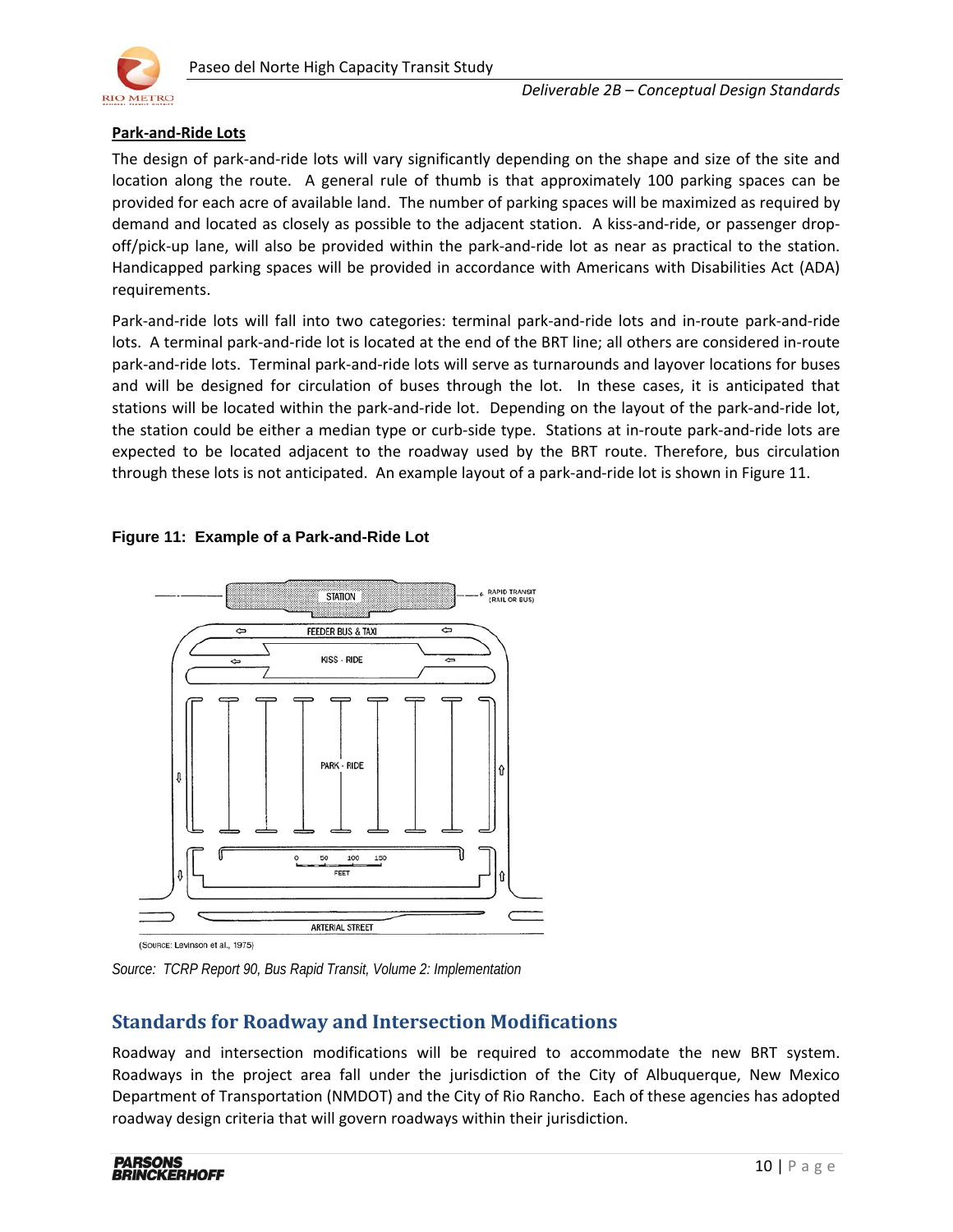**Park-and-Ride Lots**

The design of park-and-ride lots will vary significantly depending on the shape and size of the site and location along the route. A general rule of thumb is that approximately 100 parking spaces can be provided for each acre of available land. The number of parking spaces will be maximized as required by demand and located as closely as possible to the adjacent station. A kiss-and-ride, or passenger drop-off/pick-up lane, will also be provided within the park-and-ride lot as near as practical to the station. Handicapped parking spaces will be provided in accordance with Americans with Disabilities Act (ADA) requirements.

Park-and-ride lots will fall into two categories: terminal park-and-ride lots and in-route park-and-ride lots. A terminal park-and-ride lot is located at the end of the BRT line; all others are considered in-route park-and-ride lots. Terminal park-and-ride lots will serve as turnarounds and layover locations for buses and will be designed for circulation of buses through the lot. In these cases, it is anticipated that stations will be located within the park-and-ride lot. Depending on the layout of the park-and-ride lot, the station could be either a median type or curb-side type. Stations at in-route park-and-ride lots are expected to be located adjacent to the roadway used by the BRT route. Therefore, bus circulation through these lots is not anticipated. An example layout of a park-and-ride lot is shown in Figure 11.

**Figure 11: Example of a Park-and-Ride Lot**

STATION — RAPID TRANSIT (RAIL OR BUS)

FEEDER BUS & TAXI

KISS - RIDE

PARK - RIDE

0 50 100 150 FEET

ARTERIAL STREET

(SOURCE: Levinson et al., 1975)

*Source: TCRP Report 90, Bus Rapid Transit, Volume 2: Implementation*

## Standards for Roadway and Intersection Modifications

Roadway and intersection modifications will be required to accommodate the new BRT system. Roadways in the project area fall under the jurisdiction of the City of Albuquerque, New Mexico Department of Transportation (NMDOT) and the City of Rio Rancho. Each of these agencies has adopted roadway design criteria that will govern roadways within their jurisdiction.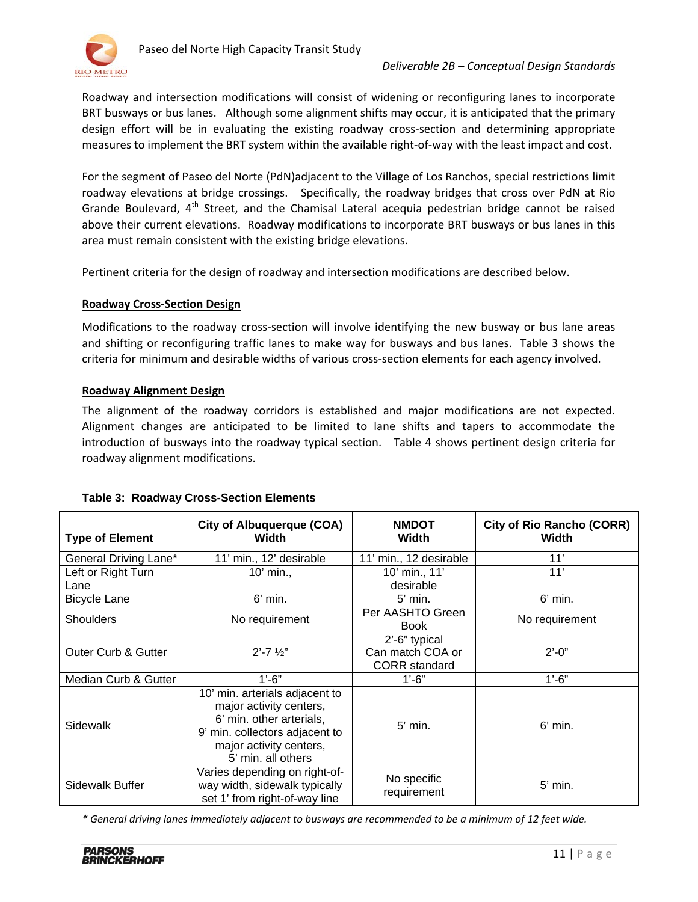Roadway and intersection modifications will consist of widening or reconfiguring lanes to incorporate BRT busways or bus lanes. Although some alignment shifts may occur, it is anticipated that the primary design effort will be in evaluating the existing roadway cross-section and determining appropriate measures to implement the BRT system within the available right-of-way with the least impact and cost.

For the segment of Paseo del Norte (PdN)adjacent to the Village of Los Ranchos, special restrictions limit roadway elevations at bridge crossings. Specifically, the roadway bridges that cross over PdN at Rio Grande Boulevard, 4th Street, and the Chamisal Lateral acequia pedestrian bridge cannot be raised above their current elevations. Roadway modifications to incorporate BRT busways or bus lanes in this area must remain consistent with the existing bridge elevations.

Pertinent criteria for the design of roadway and intersection modifications are described below.

**Roadway Cross-Section Design**

Modifications to the roadway cross-section will involve identifying the new busway or bus lane areas and shifting or reconfiguring traffic lanes to make way for busways and bus lanes. Table 3 shows the criteria for minimum and desirable widths of various cross-section elements for each agency involved.

**Roadway Alignment Design**

The alignment of the roadway corridors is established and major modifications are not expected. Alignment changes are anticipated to be limited to lane shifts and tapers to accommodate the introduction of busways into the roadway typical section. Table 4 shows pertinent design criteria for roadway alignment modifications.

**Table 3: Roadway Cross-Section Elements**

| Type of Element | City of Albuquerque (COA) Width | NMDOT Width | City of Rio Rancho (CORR) Width |
|---|---|---|---|
| General Driving Lane* | 11' min., 12' desirable | 11' min., 12 desirable | 11' |
| Left or Right Turn Lane | 10' min., | 10' min., 11' desirable | 11' |
| Bicycle Lane | 6' min. | 5' min. | 6' min. |
| Shoulders | No requirement | Per AASHTO Green Book | No requirement |
| Outer Curb & Gutter | 2'-7 ½" | 2'-6" typical Can match COA or CORR standard | 2'-0" |
| Median Curb & Gutter | 1'-6" | 1'-6" | 1'-6" |
| Sidewalk | 10' min. arterials adjacent to major activity centers, 6' min. other arterials, 9' min. collectors adjacent to major activity centers, 5' min. all others | 5' min. | 6' min. |
| Sidewalk Buffer | Varies depending on right-of-way width, sidewalk typically set 1' from right-of-way line | No specific requirement | 5' min. |

*\* General driving lanes immediately adjacent to busways are recommended to be a minimum of 12 feet wide.*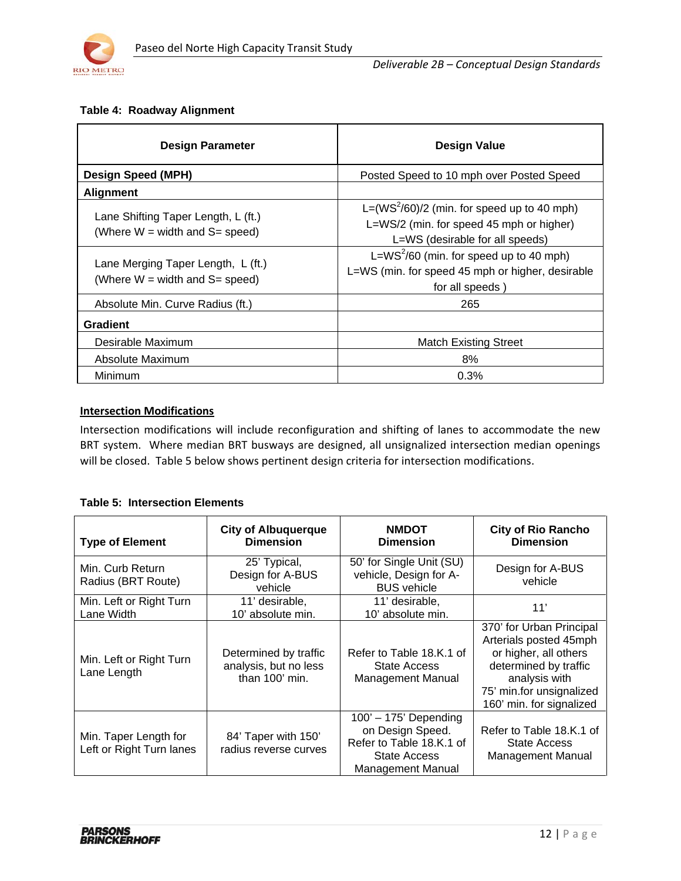**Table 4: Roadway Alignment**

| Design Parameter | Design Value |
|---|---|
| **Design Speed (MPH)** | Posted Speed to 10 mph over Posted Speed |
| **Alignment** | |
| Lane Shifting Taper Length, L (ft.) (Where W = width and S= speed) | $L=(WS^2/60)/2$ (min. for speed up to 40 mph)<br>$L=WS/2$ (min. for speed 45 mph or higher)<br>$L=WS$ (desirable for all speeds) |
| Lane Merging Taper Length, L (ft.) (Where W = width and S= speed) | $L=WS^2/60$ (min. for speed up to 40 mph)<br>$L=WS$ (min. for speed 45 mph or higher, desirable for all speeds ) |
| Absolute Min. Curve Radius (ft.) | 265 |
| **Gradient** | |
| Desirable Maximum | Match Existing Street |
| Absolute Maximum | 8% |
| Minimum | 0.3% |

## Intersection Modifications

Intersection modifications will include reconfiguration and shifting of lanes to accommodate the new BRT system. Where median BRT busways are designed, all unsignalized intersection median openings will be closed. Table 5 below shows pertinent design criteria for intersection modifications.

**Table 5: Intersection Elements**

| Type of Element | City of Albuquerque Dimension | NMDOT Dimension | City of Rio Rancho Dimension |
|---|---|---|---|
| Min. Curb Return Radius (BRT Route) | 25' Typical, Design for A-BUS vehicle | 50' for Single Unit (SU) vehicle, Design for A-BUS vehicle | Design for A-BUS vehicle |
| Min. Left or Right Turn Lane Width | 11' desirable, 10' absolute min. | 11' desirable, 10' absolute min. | 11' |
| Min. Left or Right Turn Lane Length | Determined by traffic analysis, but no less than 100' min. | Refer to Table 18.K.1 of State Access Management Manual | 370' for Urban Principal Arterials posted 45mph or higher, all others determined by traffic analysis with 75' min.for unsignalized 160' min. for signalized |
| Min. Taper Length for Left or Right Turn lanes | 84' Taper with 150' radius reverse curves | 100' – 175' Depending on Design Speed. Refer to Table 18.K.1 of State Access Management Manual | Refer to Table 18.K.1 of State Access Management Manual |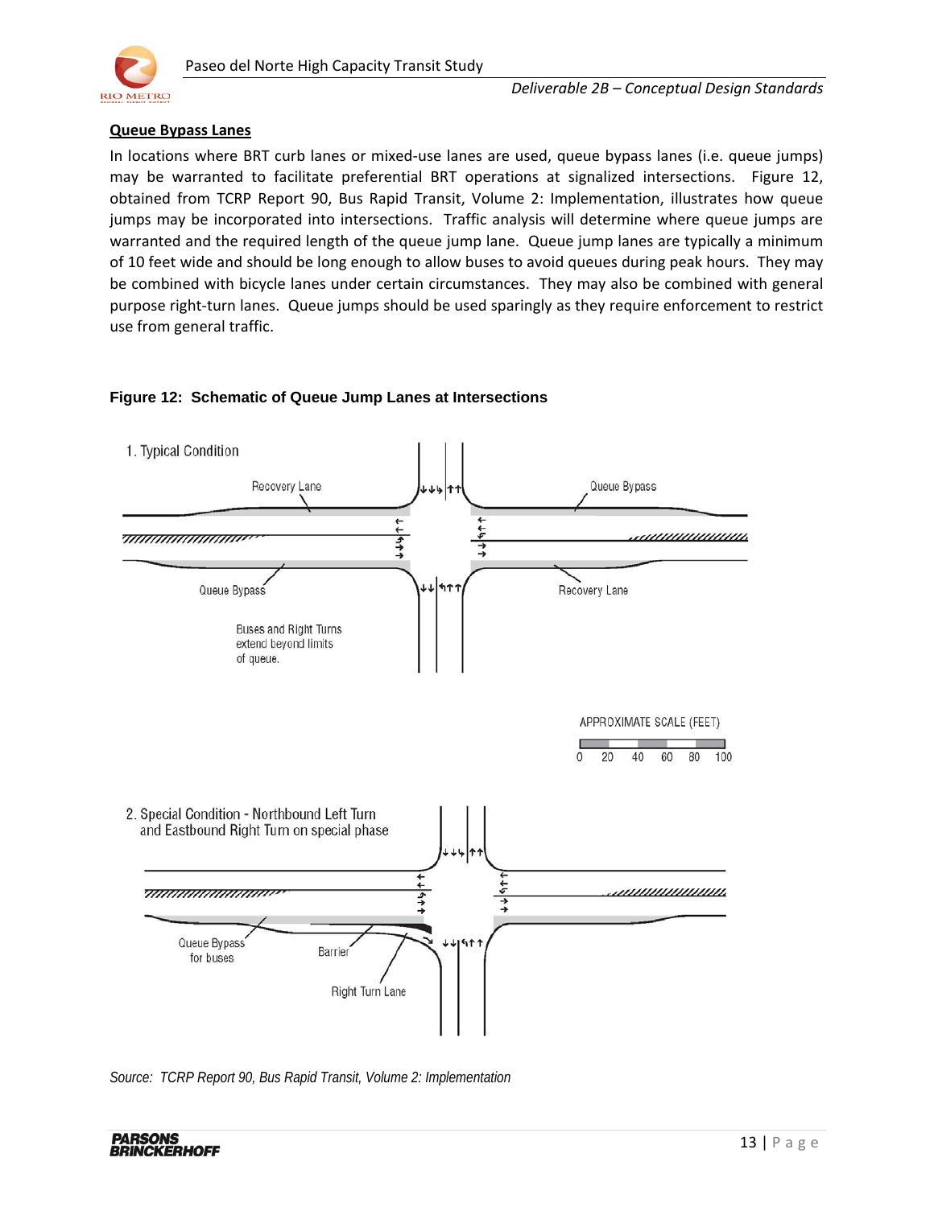## Queue Bypass Lanes

In locations where BRT curb lanes or mixed-use lanes are used, queue bypass lanes (i.e. queue jumps) may be warranted to facilitate preferential BRT operations at signalized intersections. Figure 12, obtained from TCRP Report 90, Bus Rapid Transit, Volume 2: Implementation, illustrates how queue jumps may be incorporated into intersections. Traffic analysis will determine where queue jumps are warranted and the required length of the queue jump lane. Queue jump lanes are typically a minimum of 10 feet wide and should be long enough to allow buses to avoid queues during peak hours. They may be combined with bicycle lanes under certain circumstances. They may also be combined with general purpose right-turn lanes. Queue jumps should be used sparingly as they require enforcement to restrict use from general traffic.

**Figure 12: Schematic of Queue Jump Lanes at Intersections**

1. Typical Condition

Recovery Lane

Queue Bypass

Queue Bypass

Recovery Lane

Buses and Right Turns extend beyond limits of queue.

APPROXIMATE SCALE (FEET)

0 20 40 60 80 100

2. Special Condition - Northbound Left Turn and Eastbound Right Turn on special phase

Queue Bypass for buses

Barrier

Right Turn Lane

*Source: TCRP Report 90, Bus Rapid Transit, Volume 2: Implementation*